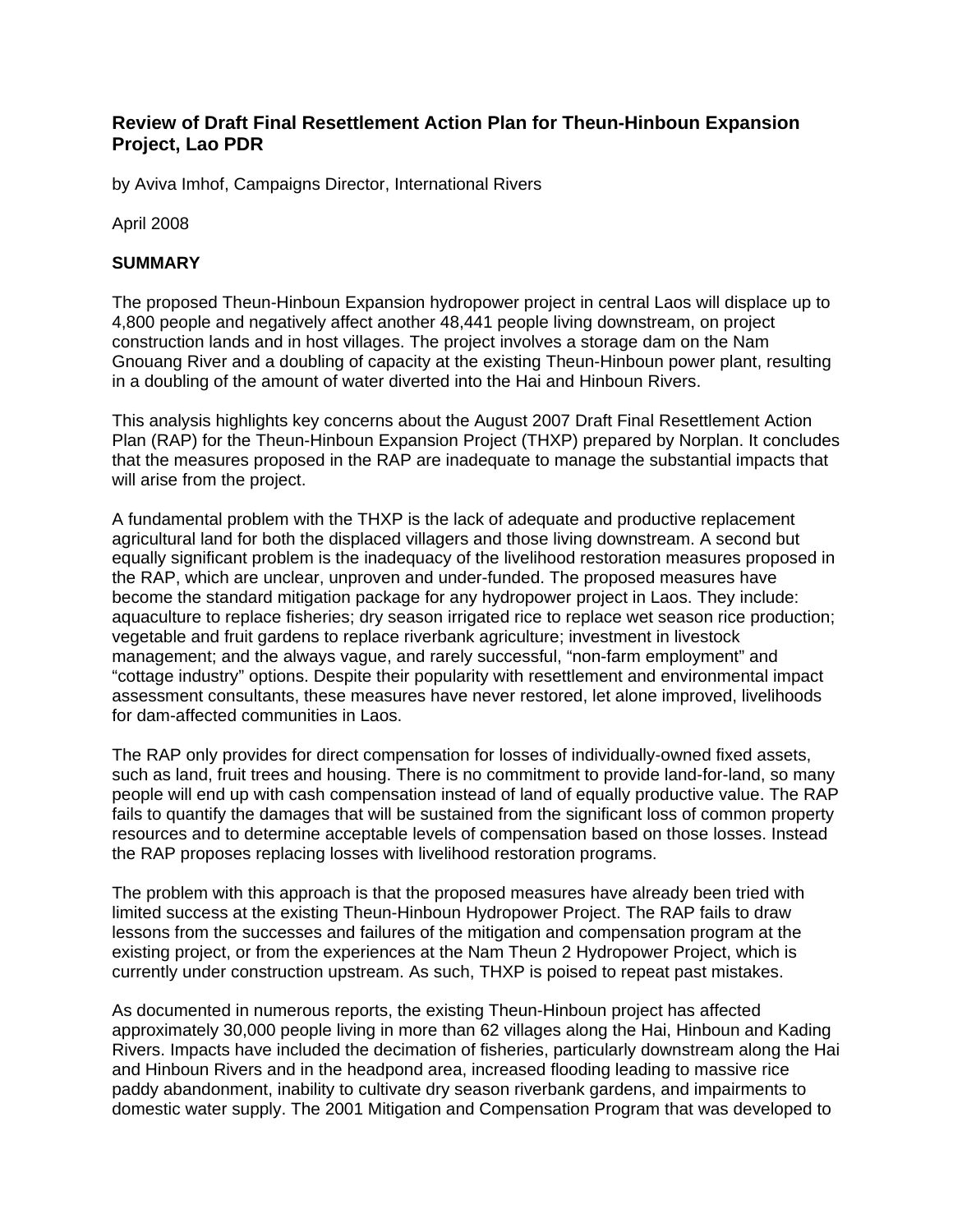# Review of Draft Final Resettlement Action Plan for Theun-Hinboun Expansion Project, Lao PDR

by Aviva Imhof, Campaigns Director, International Rivers

April 2008

## SUMMARY

The proposed Theun-Hinboun Expansion hydropower project in central Laos will displace up to 4,800 people and negatively affect another 48,441 people living downstream, on project construction lands and in host villages. The project involves a storage dam on the Nam Gnouang River and a doubling of capacity at the existing Theun-Hinboun power plant, resulting in a doubling of the amount of water diverted into the Hai and Hinboun Rivers.

This analysis highlights key concerns about the August 2007 Draft Final Resettlement Action Plan (RAP) for the Theun-Hinboun Expansion Project (THXP) prepared by Norplan. It concludes that the measures proposed in the RAP are inadequate to manage the substantial impacts that will arise from the project.

A fundamental problem with the THXP is the lack of adequate and productive replacement agricultural land for both the displaced villagers and those living downstream. A second but equally significant problem is the inadequacy of the livelihood restoration measures proposed in the RAP, which are unclear, unproven and under-funded. The proposed measures have become the standard mitigation package for any hydropower project in Laos. They include: aquaculture to replace fisheries; dry season irrigated rice to replace wet season rice production; vegetable and fruit gardens to replace riverbank agriculture; investment in livestock management; and the always vague, and rarely successful, "non-farm employment" and "cottage industry" options. Despite their popularity with resettlement and environmental impact assessment consultants, these measures have never restored, let alone improved, livelihoods for dam-affected communities in Laos.

The RAP only provides for direct compensation for losses of individually-owned fixed assets, such as land, fruit trees and housing. There is no commitment to provide land-for-land, so many people will end up with cash compensation instead of land of equally productive value. The RAP fails to quantify the damages that will be sustained from the significant loss of common property resources and to determine acceptable levels of compensation based on those losses. Instead the RAP proposes replacing losses with livelihood restoration programs.

The problem with this approach is that the proposed measures have already been tried with limited success at the existing Theun-Hinboun Hydropower Project. The RAP fails to draw lessons from the successes and failures of the mitigation and compensation program at the existing project, or from the experiences at the Nam Theun 2 Hydropower Project, which is currently under construction upstream. As such, THXP is poised to repeat past mistakes.

As documented in numerous reports, the existing Theun-Hinboun project has affected approximately 30,000 people living in more than 62 villages along the Hai, Hinboun and Kading Rivers. Impacts have included the decimation of fisheries, particularly downstream along the Hai and Hinboun Rivers and in the headpond area, increased flooding leading to massive rice paddy abandonment, inability to cultivate dry season riverbank gardens, and impairments to domestic water supply. The 2001 Mitigation and Compensation Program that was developed to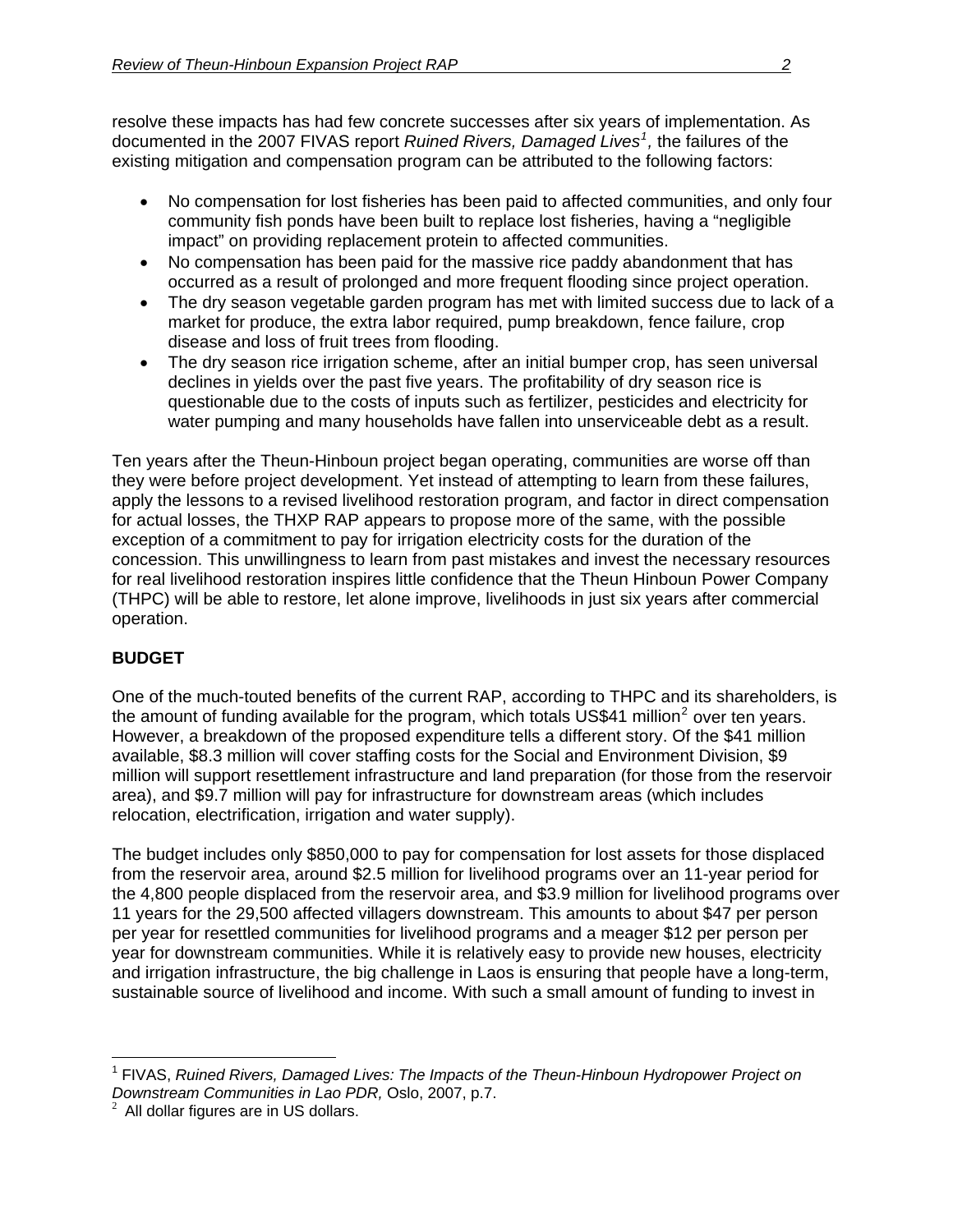resolve these impacts has had few concrete successes after six years of implementation. As documented in the 2007 FIVAS report *Ruined Rivers, Damaged Lives*[1], the failures of the existing mitigation and compensation program can be attributed to the following factors:

- No compensation for lost fisheries has been paid to affected communities, and only four community fish ponds have been built to replace lost fisheries, having a "negligible impact" on providing replacement protein to affected communities.
- No compensation has been paid for the massive rice paddy abandonment that has occurred as a result of prolonged and more frequent flooding since project operation.
- The dry season vegetable garden program has met with limited success due to lack of a market for produce, the extra labor required, pump breakdown, fence failure, crop disease and loss of fruit trees from flooding.
- The dry season rice irrigation scheme, after an initial bumper crop, has seen universal declines in yields over the past five years. The profitability of dry season rice is questionable due to the costs of inputs such as fertilizer, pesticides and electricity for water pumping and many households have fallen into unserviceable debt as a result.

Ten years after the Theun-Hinboun project began operating, communities are worse off than they were before project development. Yet instead of attempting to learn from these failures, apply the lessons to a revised livelihood restoration program, and factor in direct compensation for actual losses, the THXP RAP appears to propose more of the same, with the possible exception of a commitment to pay for irrigation electricity costs for the duration of the concession. This unwillingness to learn from past mistakes and invest the necessary resources for real livelihood restoration inspires little confidence that the Theun Hinboun Power Company (THPC) will be able to restore, let alone improve, livelihoods in just six years after commercial operation.

**BUDGET**

One of the much-touted benefits of the current RAP, according to THPC and its shareholders, is the amount of funding available for the program, which totals US$41 million[2] over ten years. However, a breakdown of the proposed expenditure tells a different story. Of the $41 million available, $8.3 million will cover staffing costs for the Social and Environment Division, $9 million will support resettlement infrastructure and land preparation (for those from the reservoir area), and $9.7 million will pay for infrastructure for downstream areas (which includes relocation, electrification, irrigation and water supply).

The budget includes only $850,000 to pay for compensation for lost assets for those displaced from the reservoir area, around $2.5 million for livelihood programs over an 11-year period for the 4,800 people displaced from the reservoir area, and $3.9 million for livelihood programs over 11 years for the 29,500 affected villagers downstream. This amounts to about $47 per person per year for resettled communities for livelihood programs and a meager $12 per person per year for downstream communities. While it is relatively easy to provide new houses, electricity and irrigation infrastructure, the big challenge in Laos is ensuring that people have a long-term, sustainable source of livelihood and income. With such a small amount of funding to invest in

---

[1] FIVAS, *Ruined Rivers, Damaged Lives: The Impacts of the Theun-Hinboun Hydropower Project on Downstream Communities in Lao PDR,* Oslo, 2007, p.7.

[2] All dollar figures are in US dollars.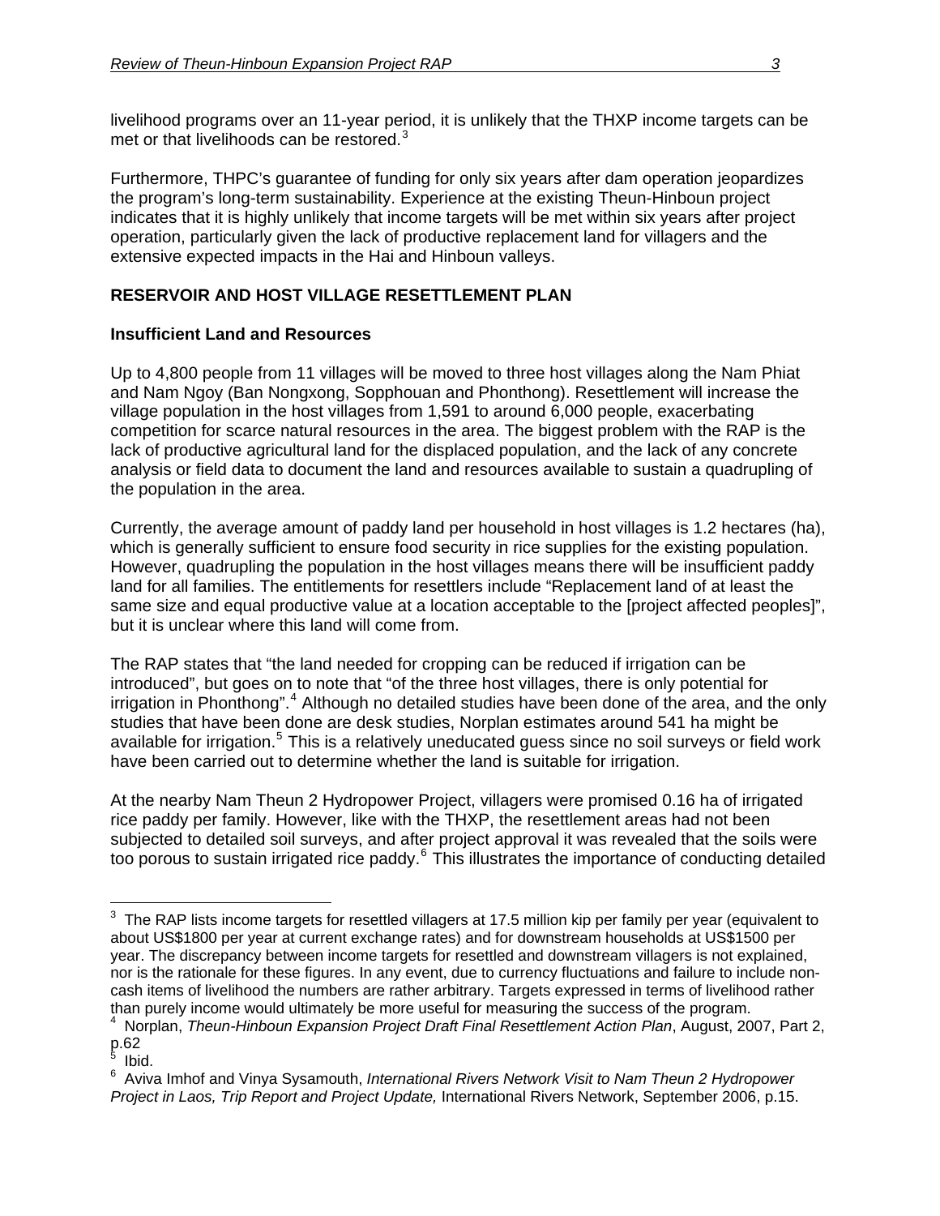livelihood programs over an 11-year period, it is unlikely that the THXP income targets can be met or that livelihoods can be restored.[3]

Furthermore, THPC's guarantee of funding for only six years after dam operation jeopardizes the program's long-term sustainability. Experience at the existing Theun-Hinboun project indicates that it is highly unlikely that income targets will be met within six years after project operation, particularly given the lack of productive replacement land for villagers and the extensive expected impacts in the Hai and Hinboun valleys.

## RESERVOIR AND HOST VILLAGE RESETTLEMENT PLAN

### Insufficient Land and Resources

Up to 4,800 people from 11 villages will be moved to three host villages along the Nam Phiat and Nam Ngoy (Ban Nongxong, Sopphouan and Phonthong). Resettlement will increase the village population in the host villages from 1,591 to around 6,000 people, exacerbating competition for scarce natural resources in the area. The biggest problem with the RAP is the lack of productive agricultural land for the displaced population, and the lack of any concrete analysis or field data to document the land and resources available to sustain a quadrupling of the population in the area.

Currently, the average amount of paddy land per household in host villages is 1.2 hectares (ha), which is generally sufficient to ensure food security in rice supplies for the existing population. However, quadrupling the population in the host villages means there will be insufficient paddy land for all families. The entitlements for resettlers include "Replacement land of at least the same size and equal productive value at a location acceptable to the [project affected peoples]", but it is unclear where this land will come from.

The RAP states that "the land needed for cropping can be reduced if irrigation can be introduced", but goes on to note that "of the three host villages, there is only potential for irrigation in Phonthong".[4] Although no detailed studies have been done of the area, and the only studies that have been done are desk studies, Norplan estimates around 541 ha might be available for irrigation.[5] This is a relatively uneducated guess since no soil surveys or field work have been carried out to determine whether the land is suitable for irrigation.

At the nearby Nam Theun 2 Hydropower Project, villagers were promised 0.16 ha of irrigated rice paddy per family. However, like with the THXP, the resettlement areas had not been subjected to detailed soil surveys, and after project approval it was revealed that the soils were too porous to sustain irrigated rice paddy.[6] This illustrates the importance of conducting detailed

---

[3] The RAP lists income targets for resettled villagers at 17.5 million kip per family per year (equivalent to about US$1800 per year at current exchange rates) and for downstream households at US$1500 per year. The discrepancy between income targets for resettled and downstream villagers is not explained, nor is the rationale for these figures. In any event, due to currency fluctuations and failure to include non-cash items of livelihood the numbers are rather arbitrary. Targets expressed in terms of livelihood rather than purely income would ultimately be more useful for measuring the success of the program.

[4] Norplan, *Theun-Hinboun Expansion Project Draft Final Resettlement Action Plan*, August, 2007, Part 2, p.62

[5] Ibid.

[6] Aviva Imhof and Vinya Sysamouth, *International Rivers Network Visit to Nam Theun 2 Hydropower Project in Laos, Trip Report and Project Update,* International Rivers Network, September 2006, p.15.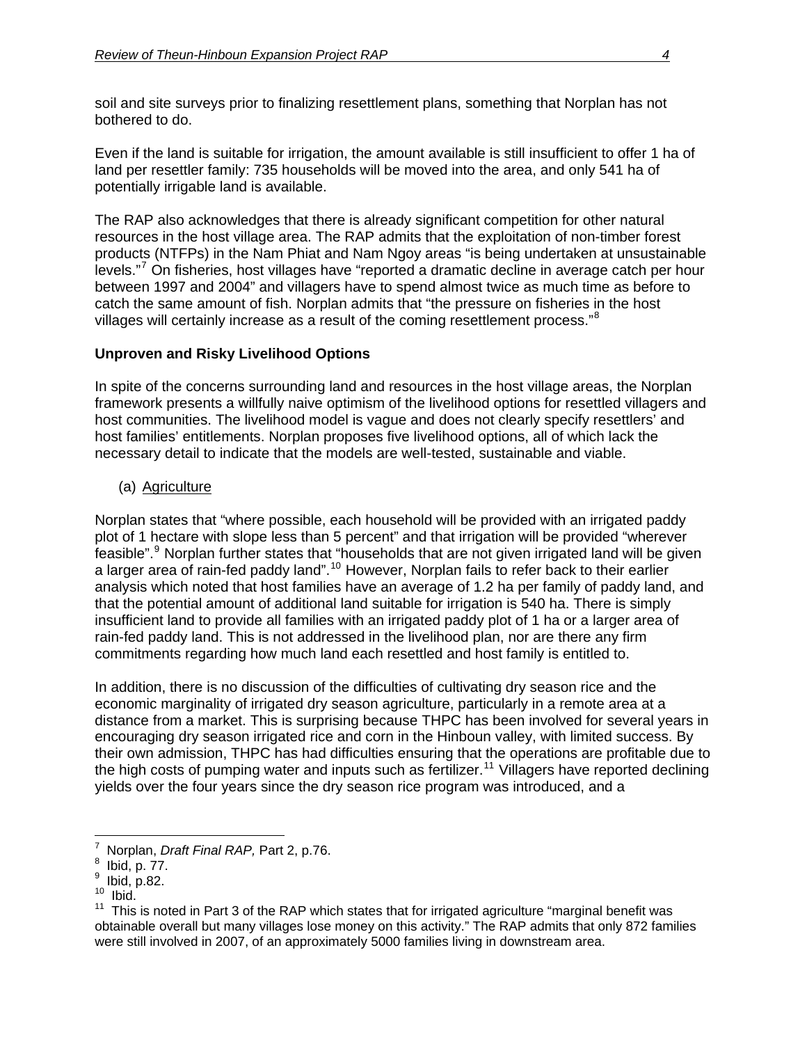soil and site surveys prior to finalizing resettlement plans, something that Norplan has not bothered to do.

Even if the land is suitable for irrigation, the amount available is still insufficient to offer 1 ha of land per resettler family: 735 households will be moved into the area, and only 541 ha of potentially irrigable land is available.

The RAP also acknowledges that there is already significant competition for other natural resources in the host village area. The RAP admits that the exploitation of non-timber forest products (NTFPs) in the Nam Phiat and Nam Ngoy areas "is being undertaken at unsustainable levels."[7] On fisheries, host villages have "reported a dramatic decline in average catch per hour between 1997 and 2004" and villagers have to spend almost twice as much time as before to catch the same amount of fish. Norplan admits that "the pressure on fisheries in the host villages will certainly increase as a result of the coming resettlement process."[8]

**Unproven and Risky Livelihood Options**

In spite of the concerns surrounding land and resources in the host village areas, the Norplan framework presents a willfully naive optimism of the livelihood options for resettled villagers and host communities. The livelihood model is vague and does not clearly specify resettlers' and host families' entitlements. Norplan proposes five livelihood options, all of which lack the necessary detail to indicate that the models are well-tested, sustainable and viable.

(a) Agriculture

Norplan states that "where possible, each household will be provided with an irrigated paddy plot of 1 hectare with slope less than 5 percent" and that irrigation will be provided "wherever feasible".[9] Norplan further states that "households that are not given irrigated land will be given a larger area of rain-fed paddy land".[10] However, Norplan fails to refer back to their earlier analysis which noted that host families have an average of 1.2 ha per family of paddy land, and that the potential amount of additional land suitable for irrigation is 540 ha. There is simply insufficient land to provide all families with an irrigated paddy plot of 1 ha or a larger area of rain-fed paddy land. This is not addressed in the livelihood plan, nor are there any firm commitments regarding how much land each resettled and host family is entitled to.

In addition, there is no discussion of the difficulties of cultivating dry season rice and the economic marginality of irrigated dry season agriculture, particularly in a remote area at a distance from a market. This is surprising because THPC has been involved for several years in encouraging dry season irrigated rice and corn in the Hinboun valley, with limited success. By their own admission, THPC has had difficulties ensuring that the operations are profitable due to the high costs of pumping water and inputs such as fertilizer.[11] Villagers have reported declining yields over the four years since the dry season rice program was introduced, and a

---

[7] Norplan, *Draft Final RAP,* Part 2, p.76.

[8] Ibid, p. 77.

[9] Ibid, p.82.

[10] Ibid.

[11] This is noted in Part 3 of the RAP which states that for irrigated agriculture "marginal benefit was obtainable overall but many villages lose money on this activity." The RAP admits that only 872 families were still involved in 2007, of an approximately 5000 families living in downstream area.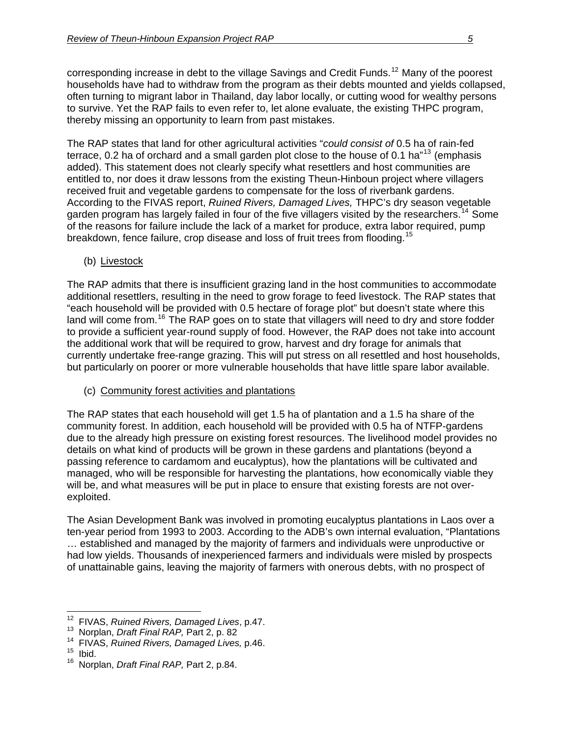corresponding increase in debt to the village Savings and Credit Funds.[12] Many of the poorest households have had to withdraw from the program as their debts mounted and yields collapsed, often turning to migrant labor in Thailand, day labor locally, or cutting wood for wealthy persons to survive. Yet the RAP fails to even refer to, let alone evaluate, the existing THPC program, thereby missing an opportunity to learn from past mistakes.

The RAP states that land for other agricultural activities "*could consist of* 0.5 ha of rain-fed terrace, 0.2 ha of orchard and a small garden plot close to the house of 0.1 ha"[13] (emphasis added). This statement does not clearly specify what resettlers and host communities are entitled to, nor does it draw lessons from the existing Theun-Hinboun project where villagers received fruit and vegetable gardens to compensate for the loss of riverbank gardens. According to the FIVAS report, *Ruined Rivers, Damaged Lives,* THPC's dry season vegetable garden program has largely failed in four of the five villagers visited by the researchers.[14] Some of the reasons for failure include the lack of a market for produce, extra labor required, pump breakdown, fence failure, crop disease and loss of fruit trees from flooding.[15]

(b) Livestock

The RAP admits that there is insufficient grazing land in the host communities to accommodate additional resettlers, resulting in the need to grow forage to feed livestock. The RAP states that "each household will be provided with 0.5 hectare of forage plot" but doesn't state where this land will come from.[16] The RAP goes on to state that villagers will need to dry and store fodder to provide a sufficient year-round supply of food. However, the RAP does not take into account the additional work that will be required to grow, harvest and dry forage for animals that currently undertake free-range grazing. This will put stress on all resettled and host households, but particularly on poorer or more vulnerable households that have little spare labor available.

(c) Community forest activities and plantations

The RAP states that each household will get 1.5 ha of plantation and a 1.5 ha share of the community forest. In addition, each household will be provided with 0.5 ha of NTFP-gardens due to the already high pressure on existing forest resources. The livelihood model provides no details on what kind of products will be grown in these gardens and plantations (beyond a passing reference to cardamom and eucalyptus), how the plantations will be cultivated and managed, who will be responsible for harvesting the plantations, how economically viable they will be, and what measures will be put in place to ensure that existing forests are not over-exploited.

The Asian Development Bank was involved in promoting eucalyptus plantations in Laos over a ten-year period from 1993 to 2003. According to the ADB's own internal evaluation, "Plantations … established and managed by the majority of farmers and individuals were unproductive or had low yields. Thousands of inexperienced farmers and individuals were misled by prospects of unattainable gains, leaving the majority of farmers with onerous debts, with no prospect of

---

[12] FIVAS, *Ruined Rivers, Damaged Lives*, p.47.
[13] Norplan, *Draft Final RAP,* Part 2, p. 82
[14] FIVAS, *Ruined Rivers, Damaged Lives,* p.46.
[15] Ibid.
[16] Norplan, *Draft Final RAP,* Part 2, p.84.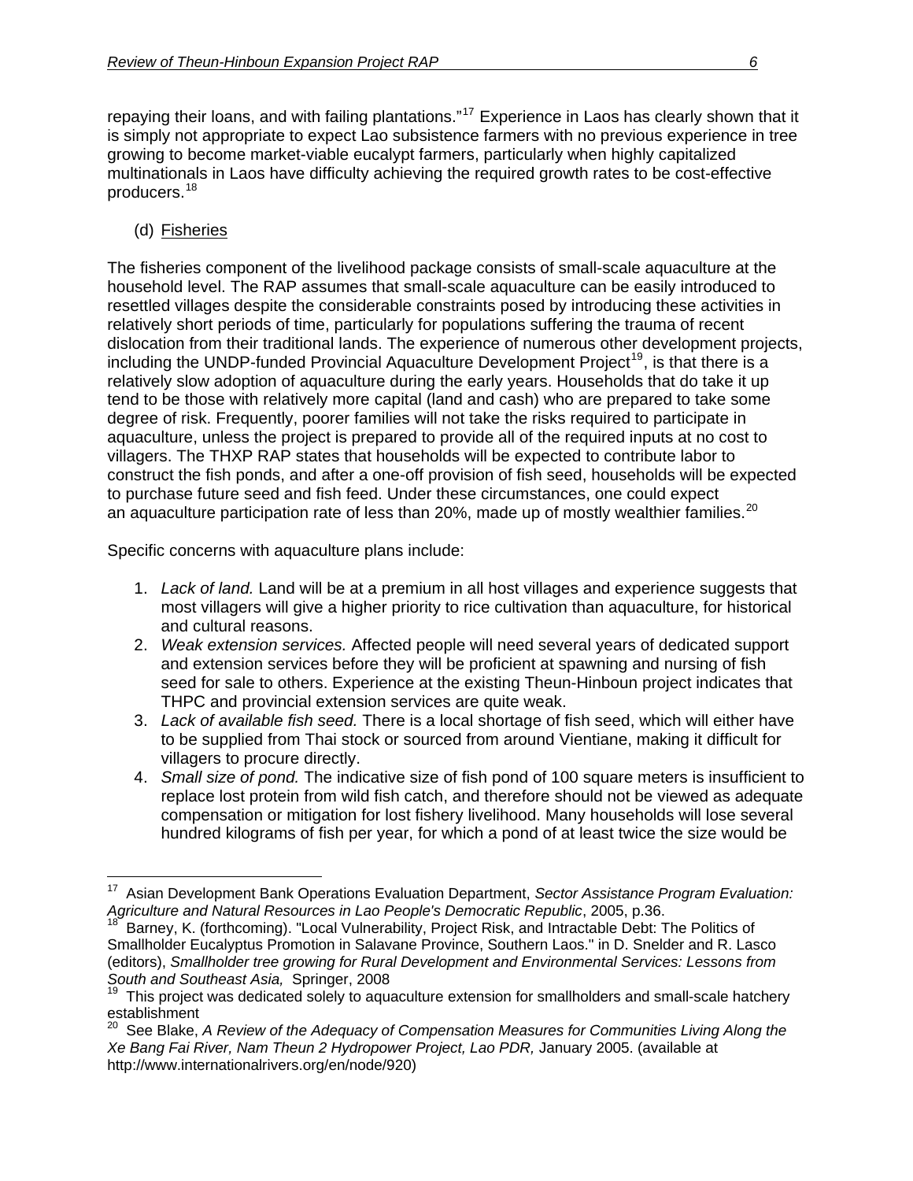repaying their loans, and with failing plantations."[17] Experience in Laos has clearly shown that it is simply not appropriate to expect Lao subsistence farmers with no previous experience in tree growing to become market-viable eucalypt farmers, particularly when highly capitalized multinationals in Laos have difficulty achieving the required growth rates to be cost-effective producers.[18]

(d) Fisheries

The fisheries component of the livelihood package consists of small-scale aquaculture at the household level. The RAP assumes that small-scale aquaculture can be easily introduced to resettled villages despite the considerable constraints posed by introducing these activities in relatively short periods of time, particularly for populations suffering the trauma of recent dislocation from their traditional lands. The experience of numerous other development projects, including the UNDP-funded Provincial Aquaculture Development Project[19], is that there is a relatively slow adoption of aquaculture during the early years. Households that do take it up tend to be those with relatively more capital (land and cash) who are prepared to take some degree of risk. Frequently, poorer families will not take the risks required to participate in aquaculture, unless the project is prepared to provide all of the required inputs at no cost to villagers. The THXP RAP states that households will be expected to contribute labor to construct the fish ponds, and after a one-off provision of fish seed, households will be expected to purchase future seed and fish feed. Under these circumstances, one could expect an aquaculture participation rate of less than 20%, made up of mostly wealthier families.[20]

Specific concerns with aquaculture plans include:

1. *Lack of land.* Land will be at a premium in all host villages and experience suggests that most villagers will give a higher priority to rice cultivation than aquaculture, for historical and cultural reasons.
2. *Weak extension services.* Affected people will need several years of dedicated support and extension services before they will be proficient at spawning and nursing of fish seed for sale to others. Experience at the existing Theun-Hinboun project indicates that THPC and provincial extension services are quite weak.
3. *Lack of available fish seed.* There is a local shortage of fish seed, which will either have to be supplied from Thai stock or sourced from around Vientiane, making it difficult for villagers to procure directly.
4. *Small size of pond.* The indicative size of fish pond of 100 square meters is insufficient to replace lost protein from wild fish catch, and therefore should not be viewed as adequate compensation or mitigation for lost fishery livelihood. Many households will lose several hundred kilograms of fish per year, for which a pond of at least twice the size would be

---

[17] Asian Development Bank Operations Evaluation Department, *Sector Assistance Program Evaluation: Agriculture and Natural Resources in Lao People's Democratic Republic*, 2005, p.36.

[18] Barney, K. (forthcoming). "Local Vulnerability, Project Risk, and Intractable Debt: The Politics of Smallholder Eucalyptus Promotion in Salavane Province, Southern Laos." in D. Snelder and R. Lasco (editors), *Smallholder tree growing for Rural Development and Environmental Services: Lessons from South and Southeast Asia,* Springer, 2008

[19] This project was dedicated solely to aquaculture extension for smallholders and small-scale hatchery establishment

[20] See Blake, *A Review of the Adequacy of Compensation Measures for Communities Living Along the Xe Bang Fai River, Nam Theun 2 Hydropower Project, Lao PDR,* January 2005. (available at http://www.internationalrivers.org/en/node/920)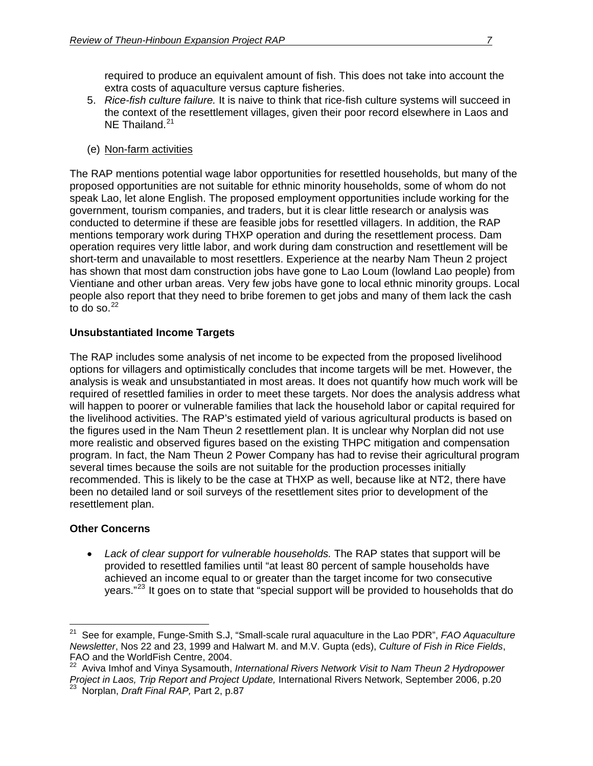required to produce an equivalent amount of fish. This does not take into account the extra costs of aquaculture versus capture fisheries.

5. *Rice-fish culture failure.* It is naive to think that rice-fish culture systems will succeed in the context of the resettlement villages, given their poor record elsewhere in Laos and NE Thailand.[21]

(e) Non-farm activities

The RAP mentions potential wage labor opportunities for resettled households, but many of the proposed opportunities are not suitable for ethnic minority households, some of whom do not speak Lao, let alone English. The proposed employment opportunities include working for the government, tourism companies, and traders, but it is clear little research or analysis was conducted to determine if these are feasible jobs for resettled villagers. In addition, the RAP mentions temporary work during THXP operation and during the resettlement process. Dam operation requires very little labor, and work during dam construction and resettlement will be short-term and unavailable to most resettlers. Experience at the nearby Nam Theun 2 project has shown that most dam construction jobs have gone to Lao Loum (lowland Lao people) from Vientiane and other urban areas. Very few jobs have gone to local ethnic minority groups. Local people also report that they need to bribe foremen to get jobs and many of them lack the cash to do so.[22]

**Unsubstantiated Income Targets**

The RAP includes some analysis of net income to be expected from the proposed livelihood options for villagers and optimistically concludes that income targets will be met. However, the analysis is weak and unsubstantiated in most areas. It does not quantify how much work will be required of resettled families in order to meet these targets. Nor does the analysis address what will happen to poorer or vulnerable families that lack the household labor or capital required for the livelihood activities. The RAP's estimated yield of various agricultural products is based on the figures used in the Nam Theun 2 resettlement plan. It is unclear why Norplan did not use more realistic and observed figures based on the existing THPC mitigation and compensation program. In fact, the Nam Theun 2 Power Company has had to revise their agricultural program several times because the soils are not suitable for the production processes initially recommended. This is likely to be the case at THXP as well, because like at NT2, there have been no detailed land or soil surveys of the resettlement sites prior to development of the resettlement plan.

**Other Concerns**

- *Lack of clear support for vulnerable households.* The RAP states that support will be provided to resettled families until "at least 80 percent of sample households have achieved an income equal to or greater than the target income for two consecutive years."[23] It goes on to state that "special support will be provided to households that do

---

[21] See for example, Funge-Smith S.J, "Small-scale rural aquaculture in the Lao PDR", *FAO Aquaculture Newsletter*, Nos 22 and 23, 1999 and Halwart M. and M.V. Gupta (eds), *Culture of Fish in Rice Fields*, FAO and the WorldFish Centre, 2004.

[22] Aviva Imhof and Vinya Sysamouth, *International Rivers Network Visit to Nam Theun 2 Hydropower Project in Laos, Trip Report and Project Update,* International Rivers Network, September 2006, p.20

[23] Norplan, *Draft Final RAP,* Part 2, p.87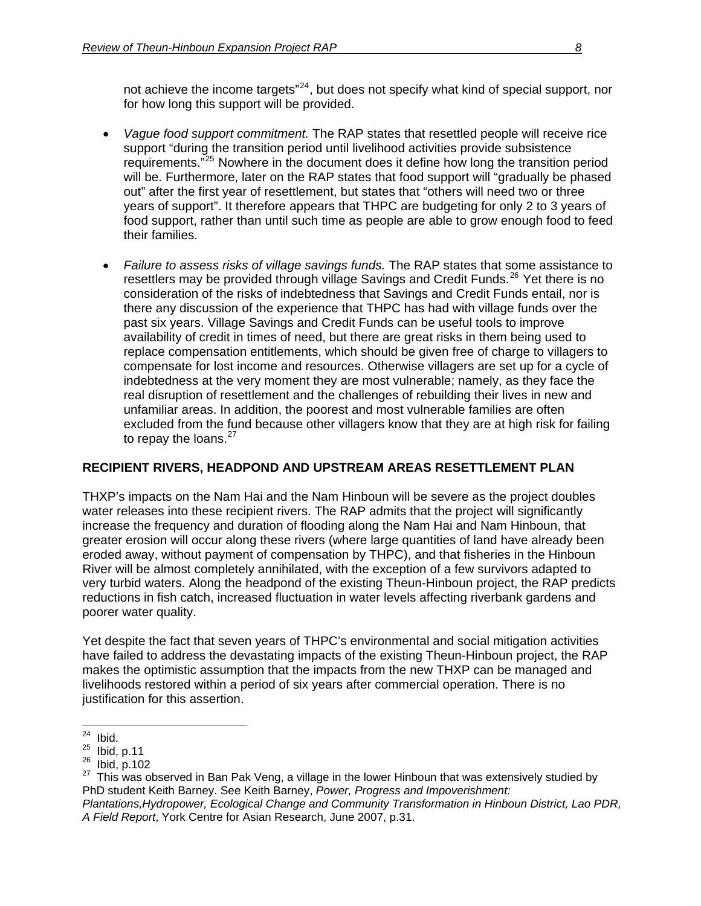not achieve the income targets"[24], but does not specify what kind of special support, nor for how long this support will be provided.

- *Vague food support commitment.* The RAP states that resettled people will receive rice support "during the transition period until livelihood activities provide subsistence requirements."[25] Nowhere in the document does it define how long the transition period will be. Furthermore, later on the RAP states that food support will "gradually be phased out" after the first year of resettlement, but states that "others will need two or three years of support". It therefore appears that THPC are budgeting for only 2 to 3 years of food support, rather than until such time as people are able to grow enough food to feed their families.

- *Failure to assess risks of village savings funds.* The RAP states that some assistance to resettlers may be provided through village Savings and Credit Funds.[26] Yet there is no consideration of the risks of indebtedness that Savings and Credit Funds entail, nor is there any discussion of the experience that THPC has had with village funds over the past six years. Village Savings and Credit Funds can be useful tools to improve availability of credit in times of need, but there are great risks in them being used to replace compensation entitlements, which should be given free of charge to villagers to compensate for lost income and resources. Otherwise villagers are set up for a cycle of indebtedness at the very moment they are most vulnerable; namely, as they face the real disruption of resettlement and the challenges of rebuilding their lives in new and unfamiliar areas. In addition, the poorest and most vulnerable families are often excluded from the fund because other villagers know that they are at high risk for failing to repay the loans.[27]

**RECIPIENT RIVERS, HEADPOND AND UPSTREAM AREAS RESETTLEMENT PLAN**

THXP's impacts on the Nam Hai and the Nam Hinboun will be severe as the project doubles water releases into these recipient rivers. The RAP admits that the project will significantly increase the frequency and duration of flooding along the Nam Hai and Nam Hinboun, that greater erosion will occur along these rivers (where large quantities of land have already been eroded away, without payment of compensation by THPC), and that fisheries in the Hinboun River will be almost completely annihilated, with the exception of a few survivors adapted to very turbid waters. Along the headpond of the existing Theun-Hinboun project, the RAP predicts reductions in fish catch, increased fluctuation in water levels affecting riverbank gardens and poorer water quality.

Yet despite the fact that seven years of THPC's environmental and social mitigation activities have failed to address the devastating impacts of the existing Theun-Hinboun project, the RAP makes the optimistic assumption that the impacts from the new THXP can be managed and livelihoods restored within a period of six years after commercial operation. There is no justification for this assertion.

---

[24] Ibid.

[25] Ibid, p.11

[26] Ibid, p.102

[27] This was observed in Ban Pak Veng, a village in the lower Hinboun that was extensively studied by PhD student Keith Barney. See Keith Barney, *Power, Progress and Impoverishment: Plantations,Hydropower, Ecological Change and Community Transformation in Hinboun District, Lao PDR, A Field Report*, York Centre for Asian Research, June 2007, p.31.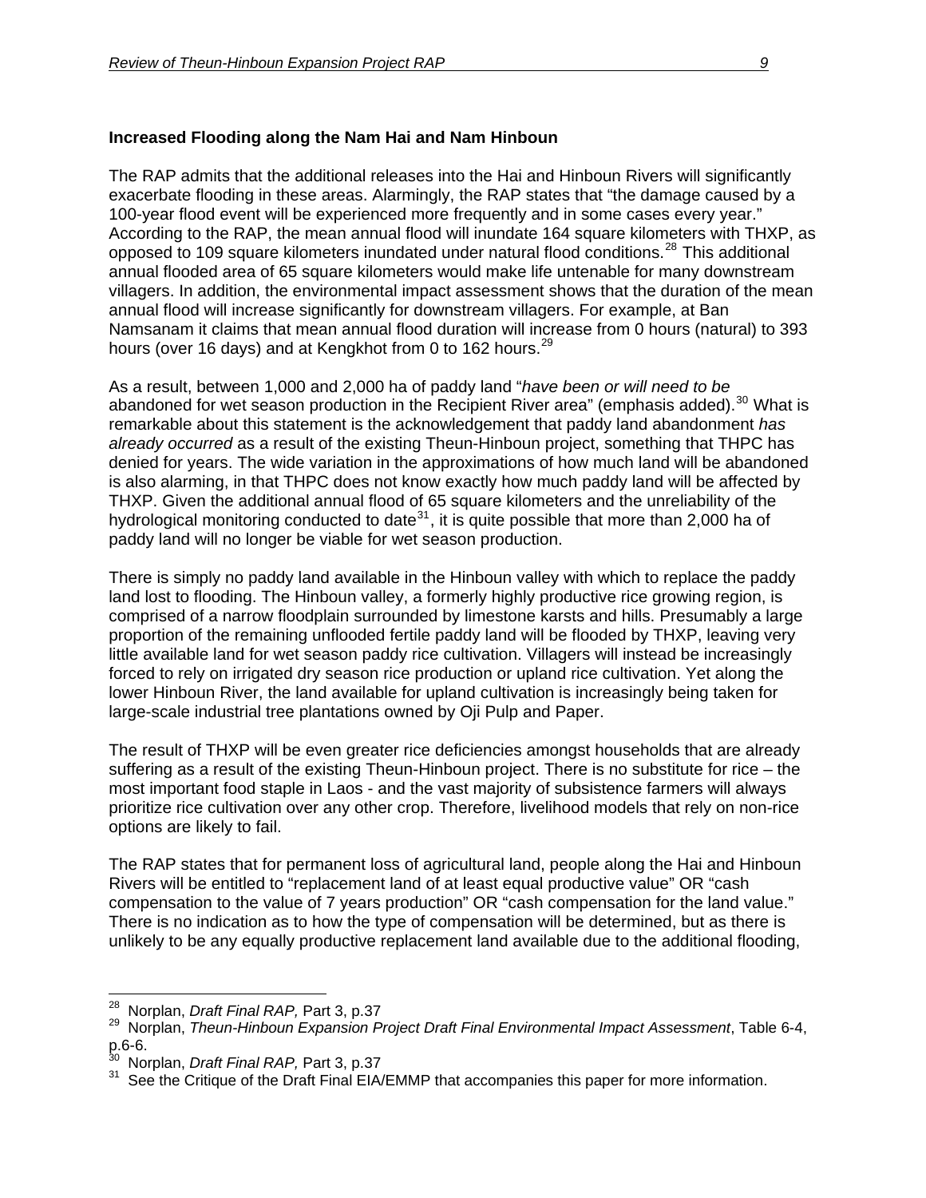**Increased Flooding along the Nam Hai and Nam Hinboun**

The RAP admits that the additional releases into the Hai and Hinboun Rivers will significantly exacerbate flooding in these areas. Alarmingly, the RAP states that "the damage caused by a 100-year flood event will be experienced more frequently and in some cases every year." According to the RAP, the mean annual flood will inundate 164 square kilometers with THXP, as opposed to 109 square kilometers inundated under natural flood conditions.[28] This additional annual flooded area of 65 square kilometers would make life untenable for many downstream villagers. In addition, the environmental impact assessment shows that the duration of the mean annual flood will increase significantly for downstream villagers. For example, at Ban Namsanam it claims that mean annual flood duration will increase from 0 hours (natural) to 393 hours (over 16 days) and at Kengkhot from 0 to 162 hours.[29]

As a result, between 1,000 and 2,000 ha of paddy land "*have been or will need to be* abandoned for wet season production in the Recipient River area" (emphasis added).[30] What is remarkable about this statement is the acknowledgement that paddy land abandonment *has already occurred* as a result of the existing Theun-Hinboun project, something that THPC has denied for years. The wide variation in the approximations of how much land will be abandoned is also alarming, in that THPC does not know exactly how much paddy land will be affected by THXP. Given the additional annual flood of 65 square kilometers and the unreliability of the hydrological monitoring conducted to date[31], it is quite possible that more than 2,000 ha of paddy land will no longer be viable for wet season production.

There is simply no paddy land available in the Hinboun valley with which to replace the paddy land lost to flooding. The Hinboun valley, a formerly highly productive rice growing region, is comprised of a narrow floodplain surrounded by limestone karsts and hills. Presumably a large proportion of the remaining unflooded fertile paddy land will be flooded by THXP, leaving very little available land for wet season paddy rice cultivation. Villagers will instead be increasingly forced to rely on irrigated dry season rice production or upland rice cultivation. Yet along the lower Hinboun River, the land available for upland cultivation is increasingly being taken for large-scale industrial tree plantations owned by Oji Pulp and Paper.

The result of THXP will be even greater rice deficiencies amongst households that are already suffering as a result of the existing Theun-Hinboun project. There is no substitute for rice – the most important food staple in Laos - and the vast majority of subsistence farmers will always prioritize rice cultivation over any other crop. Therefore, livelihood models that rely on non-rice options are likely to fail.

The RAP states that for permanent loss of agricultural land, people along the Hai and Hinboun Rivers will be entitled to "replacement land of at least equal productive value" OR "cash compensation to the value of 7 years production" OR "cash compensation for the land value." There is no indication as to how the type of compensation will be determined, but as there is unlikely to be any equally productive replacement land available due to the additional flooding,

---

[28] Norplan, *Draft Final RAP,* Part 3, p.37

[29] Norplan, *Theun-Hinboun Expansion Project Draft Final Environmental Impact Assessment*, Table 6-4, p.6-6.

[30] Norplan, *Draft Final RAP,* Part 3, p.37

[31] See the Critique of the Draft Final EIA/EMMP that accompanies this paper for more information.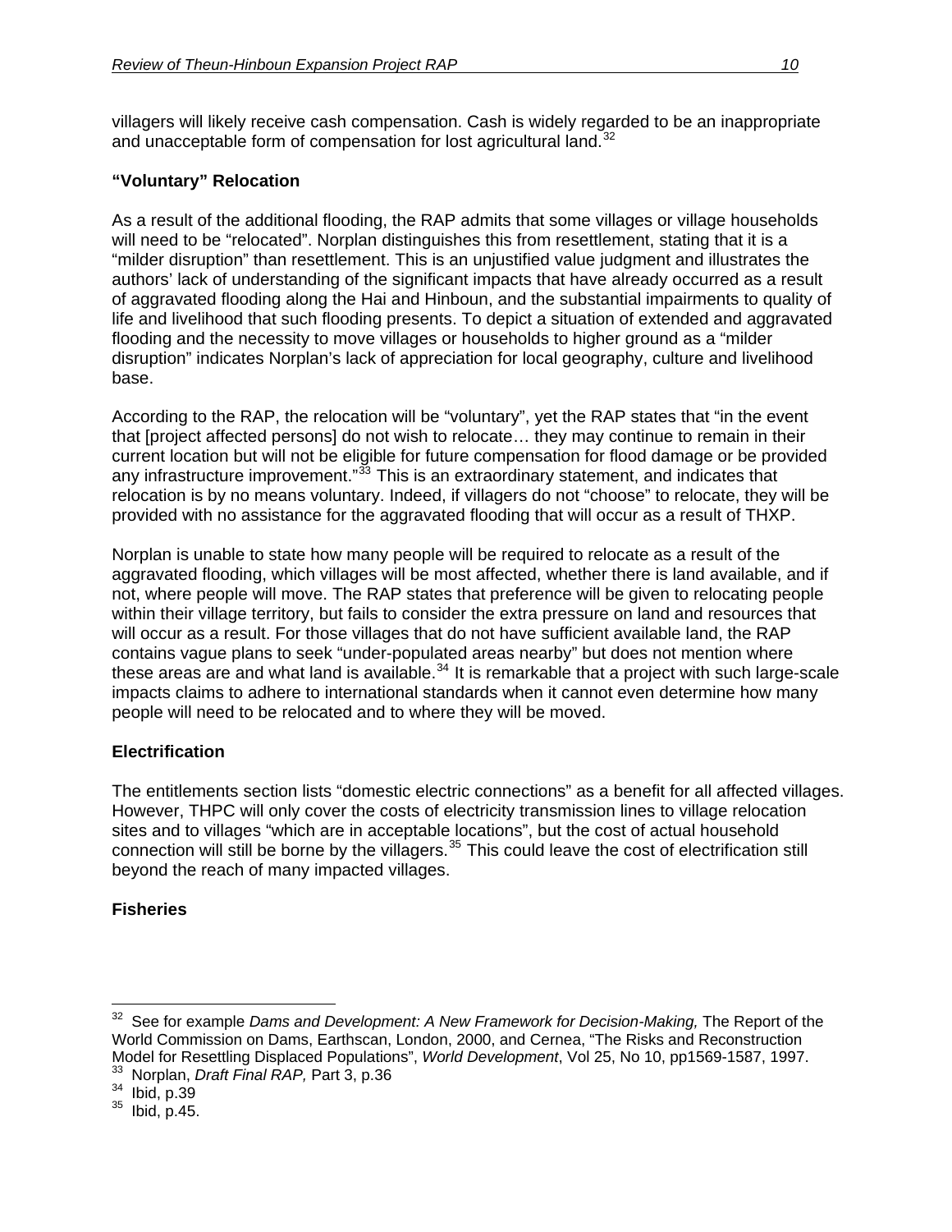villagers will likely receive cash compensation. Cash is widely regarded to be an inappropriate and unacceptable form of compensation for lost agricultural land.[32]

**"Voluntary" Relocation**

As a result of the additional flooding, the RAP admits that some villages or village households will need to be "relocated". Norplan distinguishes this from resettlement, stating that it is a "milder disruption" than resettlement. This is an unjustified value judgment and illustrates the authors' lack of understanding of the significant impacts that have already occurred as a result of aggravated flooding along the Hai and Hinboun, and the substantial impairments to quality of life and livelihood that such flooding presents. To depict a situation of extended and aggravated flooding and the necessity to move villages or households to higher ground as a "milder disruption" indicates Norplan's lack of appreciation for local geography, culture and livelihood base.

According to the RAP, the relocation will be "voluntary", yet the RAP states that "in the event that [project affected persons] do not wish to relocate… they may continue to remain in their current location but will not be eligible for future compensation for flood damage or be provided any infrastructure improvement."[33] This is an extraordinary statement, and indicates that relocation is by no means voluntary. Indeed, if villagers do not "choose" to relocate, they will be provided with no assistance for the aggravated flooding that will occur as a result of THXP.

Norplan is unable to state how many people will be required to relocate as a result of the aggravated flooding, which villages will be most affected, whether there is land available, and if not, where people will move. The RAP states that preference will be given to relocating people within their village territory, but fails to consider the extra pressure on land and resources that will occur as a result. For those villages that do not have sufficient available land, the RAP contains vague plans to seek "under-populated areas nearby" but does not mention where these areas are and what land is available.[34] It is remarkable that a project with such large-scale impacts claims to adhere to international standards when it cannot even determine how many people will need to be relocated and to where they will be moved.

**Electrification**

The entitlements section lists "domestic electric connections" as a benefit for all affected villages. However, THPC will only cover the costs of electricity transmission lines to village relocation sites and to villages "which are in acceptable locations", but the cost of actual household connection will still be borne by the villagers.[35] This could leave the cost of electrification still beyond the reach of many impacted villages.

**Fisheries**

---

[32] See for example *Dams and Development: A New Framework for Decision-Making,* The Report of the World Commission on Dams, Earthscan, London, 2000, and Cernea, "The Risks and Reconstruction Model for Resettling Displaced Populations", *World Development*, Vol 25, No 10, pp1569-1587, 1997.

[33] Norplan, *Draft Final RAP,* Part 3, p.36

[34] Ibid, p.39

[35] Ibid, p.45.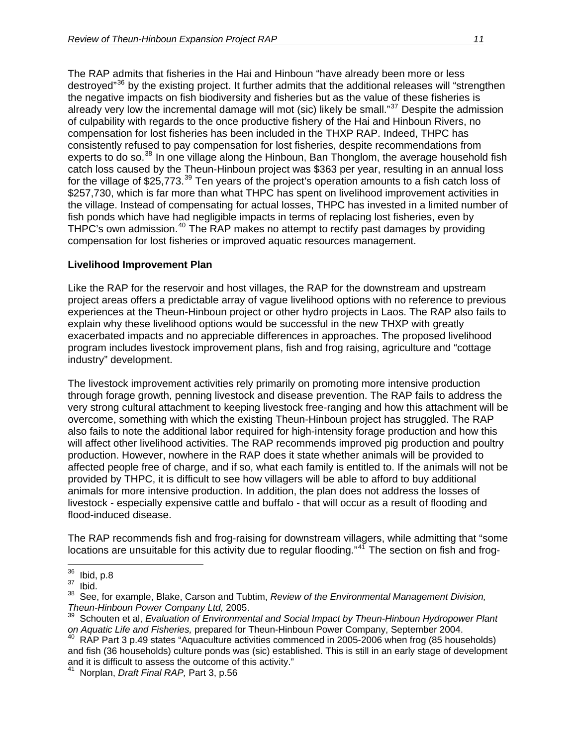The RAP admits that fisheries in the Hai and Hinboun "have already been more or less destroyed"[36] by the existing project. It further admits that the additional releases will "strengthen the negative impacts on fish biodiversity and fisheries but as the value of these fisheries is already very low the incremental damage will mot (sic) likely be small."[37] Despite the admission of culpability with regards to the once productive fishery of the Hai and Hinboun Rivers, no compensation for lost fisheries has been included in the THXP RAP. Indeed, THPC has consistently refused to pay compensation for lost fisheries, despite recommendations from experts to do so.[38] In one village along the Hinboun, Ban Thonglom, the average household fish catch loss caused by the Theun-Hinboun project was $363 per year, resulting in an annual loss for the village of $25,773.[39] Ten years of the project's operation amounts to a fish catch loss of $257,730, which is far more than what THPC has spent on livelihood improvement activities in the village. Instead of compensating for actual losses, THPC has invested in a limited number of fish ponds which have had negligible impacts in terms of replacing lost fisheries, even by THPC's own admission.[40] The RAP makes no attempt to rectify past damages by providing compensation for lost fisheries or improved aquatic resources management.

**Livelihood Improvement Plan**

Like the RAP for the reservoir and host villages, the RAP for the downstream and upstream project areas offers a predictable array of vague livelihood options with no reference to previous experiences at the Theun-Hinboun project or other hydro projects in Laos. The RAP also fails to explain why these livelihood options would be successful in the new THXP with greatly exacerbated impacts and no appreciable differences in approaches. The proposed livelihood program includes livestock improvement plans, fish and frog raising, agriculture and "cottage industry" development.

The livestock improvement activities rely primarily on promoting more intensive production through forage growth, penning livestock and disease prevention. The RAP fails to address the very strong cultural attachment to keeping livestock free-ranging and how this attachment will be overcome, something with which the existing Theun-Hinboun project has struggled. The RAP also fails to note the additional labor required for high-intensity forage production and how this will affect other livelihood activities. The RAP recommends improved pig production and poultry production. However, nowhere in the RAP does it state whether animals will be provided to affected people free of charge, and if so, what each family is entitled to. If the animals will not be provided by THPC, it is difficult to see how villagers will be able to afford to buy additional animals for more intensive production. In addition, the plan does not address the losses of livestock - especially expensive cattle and buffalo - that will occur as a result of flooding and flood-induced disease.

The RAP recommends fish and frog-raising for downstream villagers, while admitting that "some locations are unsuitable for this activity due to regular flooding."[41] The section on fish and frog-

---

[36] Ibid, p.8

[37] Ibid.

[38] See, for example, Blake, Carson and Tubtim, *Review of the Environmental Management Division, Theun-Hinboun Power Company Ltd,* 2005.

[39] Schouten et al, *Evaluation of Environmental and Social Impact by Theun-Hinboun Hydropower Plant on Aquatic Life and Fisheries,* prepared for Theun-Hinboun Power Company, September 2004.

[40] RAP Part 3 p.49 states "Aquaculture activities commenced in 2005-2006 when frog (85 households) and fish (36 households) culture ponds was (sic) established. This is still in an early stage of development and it is difficult to assess the outcome of this activity."

[41] Norplan, *Draft Final RAP,* Part 3, p.56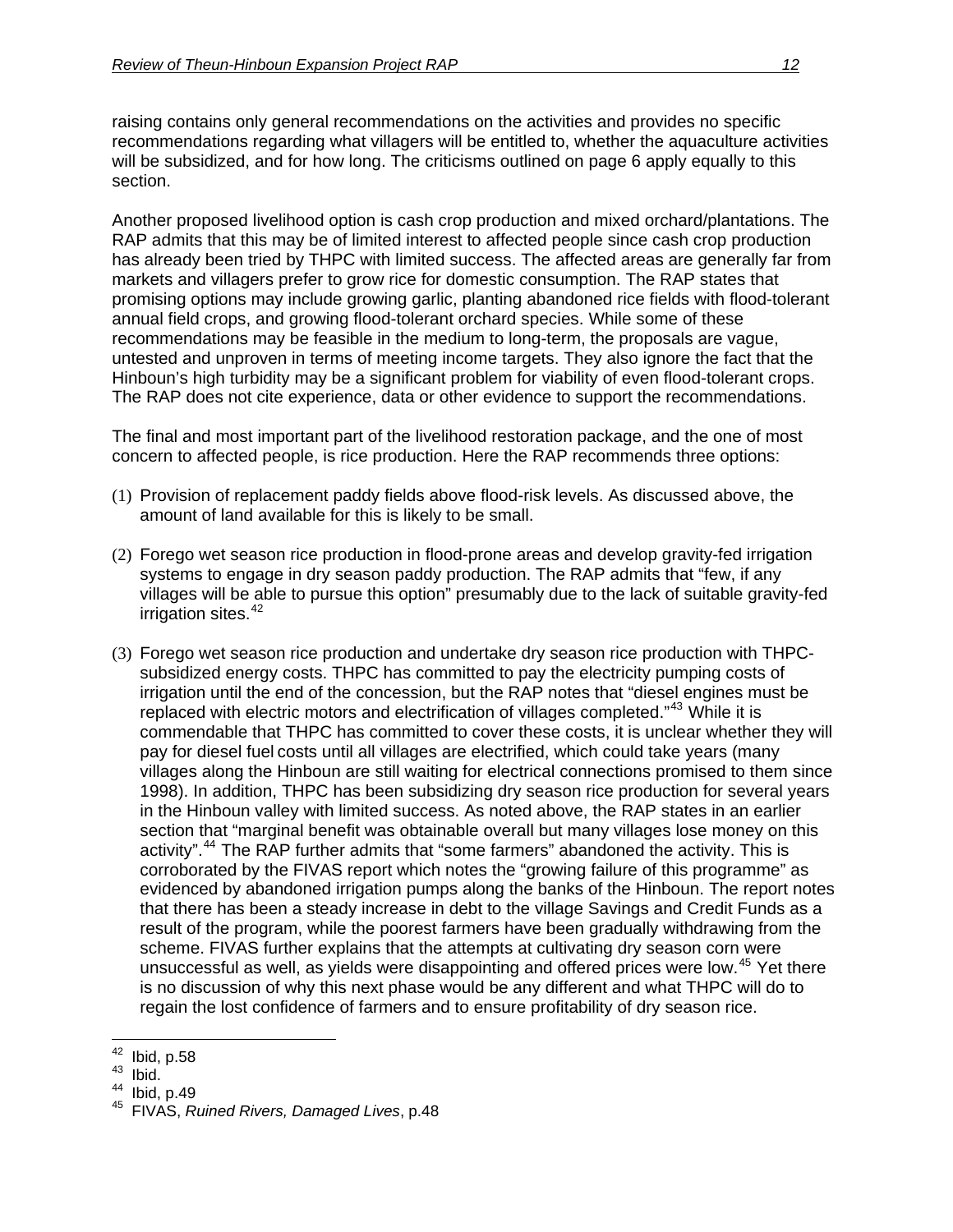raising contains only general recommendations on the activities and provides no specific recommendations regarding what villagers will be entitled to, whether the aquaculture activities will be subsidized, and for how long. The criticisms outlined on page 6 apply equally to this section.

Another proposed livelihood option is cash crop production and mixed orchard/plantations. The RAP admits that this may be of limited interest to affected people since cash crop production has already been tried by THPC with limited success. The affected areas are generally far from markets and villagers prefer to grow rice for domestic consumption. The RAP states that promising options may include growing garlic, planting abandoned rice fields with flood-tolerant annual field crops, and growing flood-tolerant orchard species. While some of these recommendations may be feasible in the medium to long-term, the proposals are vague, untested and unproven in terms of meeting income targets. They also ignore the fact that the Hinboun's high turbidity may be a significant problem for viability of even flood-tolerant crops. The RAP does not cite experience, data or other evidence to support the recommendations.

The final and most important part of the livelihood restoration package, and the one of most concern to affected people, is rice production. Here the RAP recommends three options:

(1) Provision of replacement paddy fields above flood-risk levels. As discussed above, the amount of land available for this is likely to be small.

(2) Forego wet season rice production in flood-prone areas and develop gravity-fed irrigation systems to engage in dry season paddy production. The RAP admits that "few, if any villages will be able to pursue this option" presumably due to the lack of suitable gravity-fed irrigation sites.[42]

(3) Forego wet season rice production and undertake dry season rice production with THPC-subsidized energy costs. THPC has committed to pay the electricity pumping costs of irrigation until the end of the concession, but the RAP notes that "diesel engines must be replaced with electric motors and electrification of villages completed."[43] While it is commendable that THPC has committed to cover these costs, it is unclear whether they will pay for diesel fuel costs until all villages are electrified, which could take years (many villages along the Hinboun are still waiting for electrical connections promised to them since 1998). In addition, THPC has been subsidizing dry season rice production for several years in the Hinboun valley with limited success. As noted above, the RAP states in an earlier section that "marginal benefit was obtainable overall but many villages lose money on this activity".[44] The RAP further admits that "some farmers" abandoned the activity. This is corroborated by the FIVAS report which notes the "growing failure of this programme" as evidenced by abandoned irrigation pumps along the banks of the Hinboun. The report notes that there has been a steady increase in debt to the village Savings and Credit Funds as a result of the program, while the poorest farmers have been gradually withdrawing from the scheme. FIVAS further explains that the attempts at cultivating dry season corn were unsuccessful as well, as yields were disappointing and offered prices were low.[45] Yet there is no discussion of why this next phase would be any different and what THPC will do to regain the lost confidence of farmers and to ensure profitability of dry season rice.

---

[42] Ibid, p.58

[43] Ibid.

[44] Ibid, p.49

[45] FIVAS, *Ruined Rivers, Damaged Lives*, p.48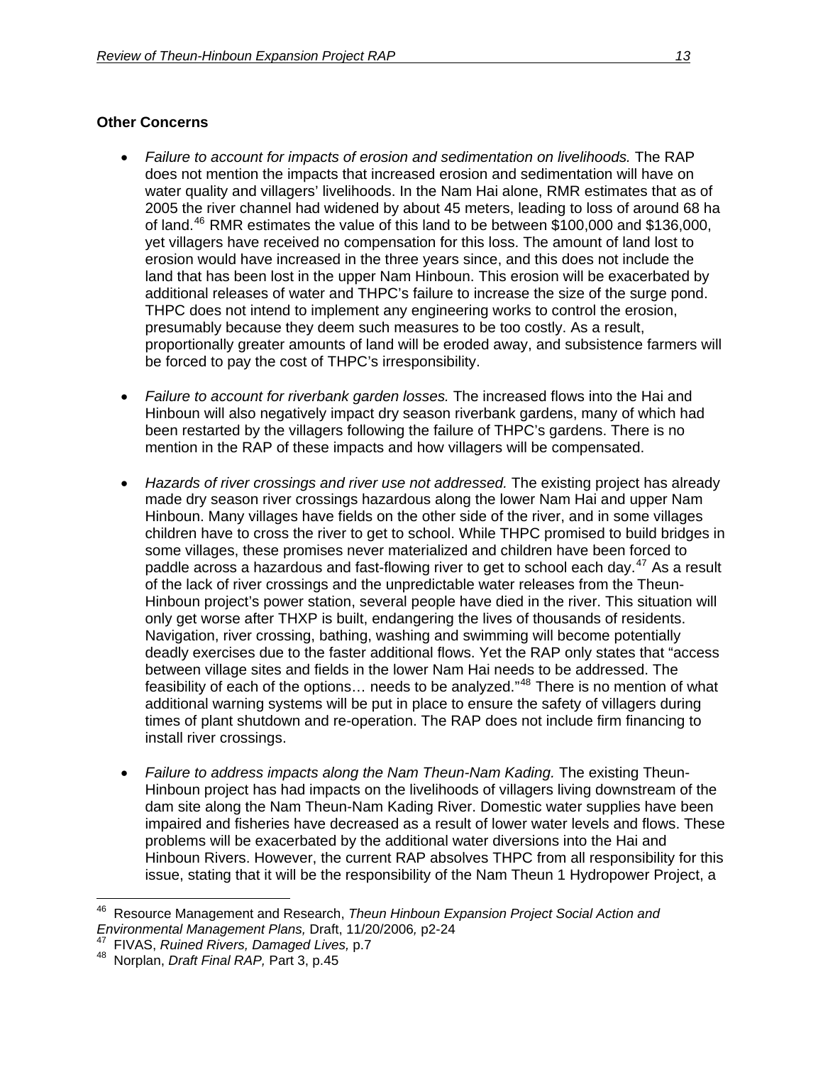**Other Concerns**

- *Failure to account for impacts of erosion and sedimentation on livelihoods.* The RAP does not mention the impacts that increased erosion and sedimentation will have on water quality and villagers' livelihoods. In the Nam Hai alone, RMR estimates that as of 2005 the river channel had widened by about 45 meters, leading to loss of around 68 ha of land.[46] RMR estimates the value of this land to be between $100,000 and $136,000, yet villagers have received no compensation for this loss. The amount of land lost to erosion would have increased in the three years since, and this does not include the land that has been lost in the upper Nam Hinboun. This erosion will be exacerbated by additional releases of water and THPC's failure to increase the size of the surge pond. THPC does not intend to implement any engineering works to control the erosion, presumably because they deem such measures to be too costly. As a result, proportionally greater amounts of land will be eroded away, and subsistence farmers will be forced to pay the cost of THPC's irresponsibility.

- *Failure to account for riverbank garden losses.* The increased flows into the Hai and Hinboun will also negatively impact dry season riverbank gardens, many of which had been restarted by the villagers following the failure of THPC's gardens. There is no mention in the RAP of these impacts and how villagers will be compensated.

- *Hazards of river crossings and river use not addressed.* The existing project has already made dry season river crossings hazardous along the lower Nam Hai and upper Nam Hinboun. Many villages have fields on the other side of the river, and in some villages children have to cross the river to get to school. While THPC promised to build bridges in some villages, these promises never materialized and children have been forced to paddle across a hazardous and fast-flowing river to get to school each day.[47] As a result of the lack of river crossings and the unpredictable water releases from the Theun-Hinboun project's power station, several people have died in the river. This situation will only get worse after THXP is built, endangering the lives of thousands of residents. Navigation, river crossing, bathing, washing and swimming will become potentially deadly exercises due to the faster additional flows. Yet the RAP only states that "access between village sites and fields in the lower Nam Hai needs to be addressed. The feasibility of each of the options… needs to be analyzed."[48] There is no mention of what additional warning systems will be put in place to ensure the safety of villagers during times of plant shutdown and re-operation. The RAP does not include firm financing to install river crossings.

- *Failure to address impacts along the Nam Theun-Nam Kading.* The existing Theun-Hinboun project has had impacts on the livelihoods of villagers living downstream of the dam site along the Nam Theun-Nam Kading River. Domestic water supplies have been impaired and fisheries have decreased as a result of lower water levels and flows. These problems will be exacerbated by the additional water diversions into the Hai and Hinboun Rivers. However, the current RAP absolves THPC from all responsibility for this issue, stating that it will be the responsibility of the Nam Theun 1 Hydropower Project, a

---

[46] Resource Management and Research, *Theun Hinboun Expansion Project Social Action and Environmental Management Plans,* Draft, 11/20/2006*,* p2-24

[47] FIVAS, *Ruined Rivers, Damaged Lives,* p.7

[48] Norplan, *Draft Final RAP,* Part 3, p.45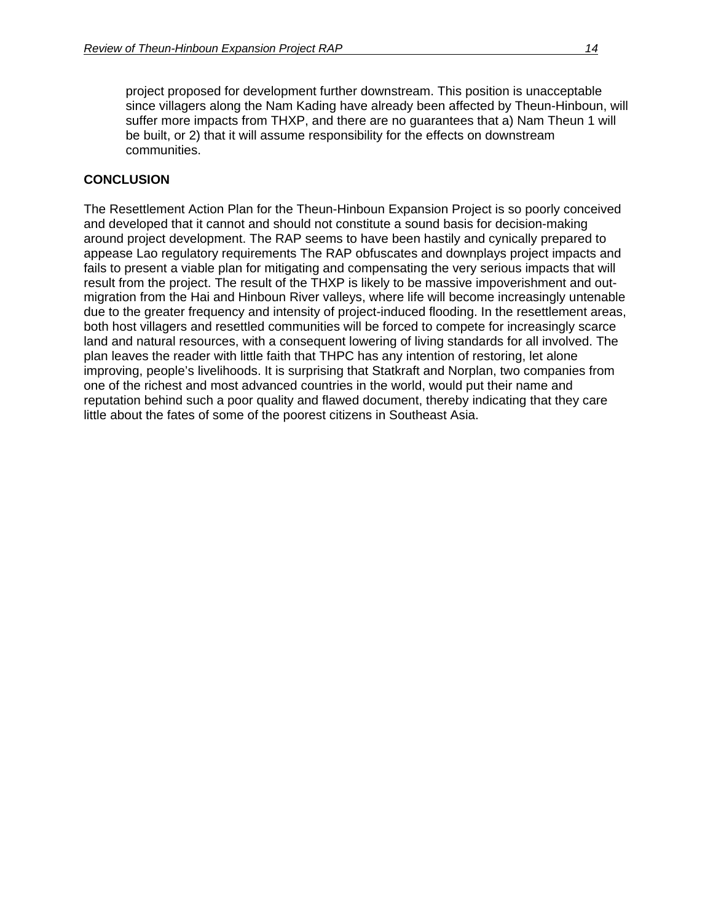project proposed for development further downstream. This position is unacceptable since villagers along the Nam Kading have already been affected by Theun-Hinboun, will suffer more impacts from THXP, and there are no guarantees that a) Nam Theun 1 will be built, or 2) that it will assume responsibility for the effects on downstream communities.

## CONCLUSION

The Resettlement Action Plan for the Theun-Hinboun Expansion Project is so poorly conceived and developed that it cannot and should not constitute a sound basis for decision-making around project development. The RAP seems to have been hastily and cynically prepared to appease Lao regulatory requirements The RAP obfuscates and downplays project impacts and fails to present a viable plan for mitigating and compensating the very serious impacts that will result from the project. The result of the THXP is likely to be massive impoverishment and out-migration from the Hai and Hinboun River valleys, where life will become increasingly untenable due to the greater frequency and intensity of project-induced flooding. In the resettlement areas, both host villagers and resettled communities will be forced to compete for increasingly scarce land and natural resources, with a consequent lowering of living standards for all involved. The plan leaves the reader with little faith that THPC has any intention of restoring, let alone improving, people's livelihoods. It is surprising that Statkraft and Norplan, two companies from one of the richest and most advanced countries in the world, would put their name and reputation behind such a poor quality and flawed document, thereby indicating that they care little about the fates of some of the poorest citizens in Southeast Asia.